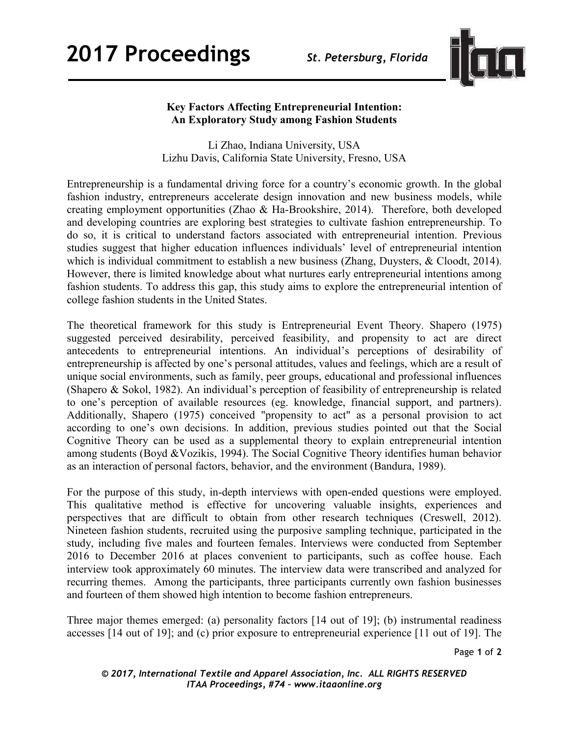# Key Factors Affecting Entrepreneurial Intention: An Exploratory Study among Fashion Students

Li Zhao, Indiana University, USA
Lizhu Davis, California State University, Fresno, USA

Entrepreneurship is a fundamental driving force for a country's economic growth. In the global fashion industry, entrepreneurs accelerate design innovation and new business models, while creating employment opportunities (Zhao & Ha-Brookshire, 2014). Therefore, both developed and developing countries are exploring best strategies to cultivate fashion entrepreneurship. To do so, it is critical to understand factors associated with entrepreneurial intention. Previous studies suggest that higher education influences individuals' level of entrepreneurial intention which is individual commitment to establish a new business (Zhang, Duysters, & Cloodt, 2014). However, there is limited knowledge about what nurtures early entrepreneurial intentions among fashion students. To address this gap, this study aims to explore the entrepreneurial intention of college fashion students in the United States.

The theoretical framework for this study is Entrepreneurial Event Theory. Shapero (1975) suggested perceived desirability, perceived feasibility, and propensity to act are direct antecedents to entrepreneurial intentions. An individual's perceptions of desirability of entrepreneurship is affected by one's personal attitudes, values and feelings, which are a result of unique social environments, such as family, peer groups, educational and professional influences (Shapero & Sokol, 1982). An individual's perception of feasibility of entrepreneurship is related to one's perception of available resources (eg. knowledge, financial support, and partners). Additionally, Shapero (1975) conceived "propensity to act" as a personal provision to act according to one's own decisions. In addition, previous studies pointed out that the Social Cognitive Theory can be used as a supplemental theory to explain entrepreneurial intention among students (Boyd &Vozikis, 1994). The Social Cognitive Theory identifies human behavior as an interaction of personal factors, behavior, and the environment (Bandura, 1989).

For the purpose of this study, in-depth interviews with open-ended questions were employed. This qualitative method is effective for uncovering valuable insights, experiences and perspectives that are difficult to obtain from other research techniques (Creswell, 2012). Nineteen fashion students, recruited using the purposive sampling technique, participated in the study, including five males and fourteen females. Interviews were conducted from September 2016 to December 2016 at places convenient to participants, such as coffee house. Each interview took approximately 60 minutes. The interview data were transcribed and analyzed for recurring themes. Among the participants, three participants currently own fashion businesses and fourteen of them showed high intention to become fashion entrepreneurs.

Three major themes emerged: (a) personality factors [14 out of 19]; (b) instrumental readiness accesses [14 out of 19]; and (c) prior exposure to entrepreneurial experience [11 out of 19]. The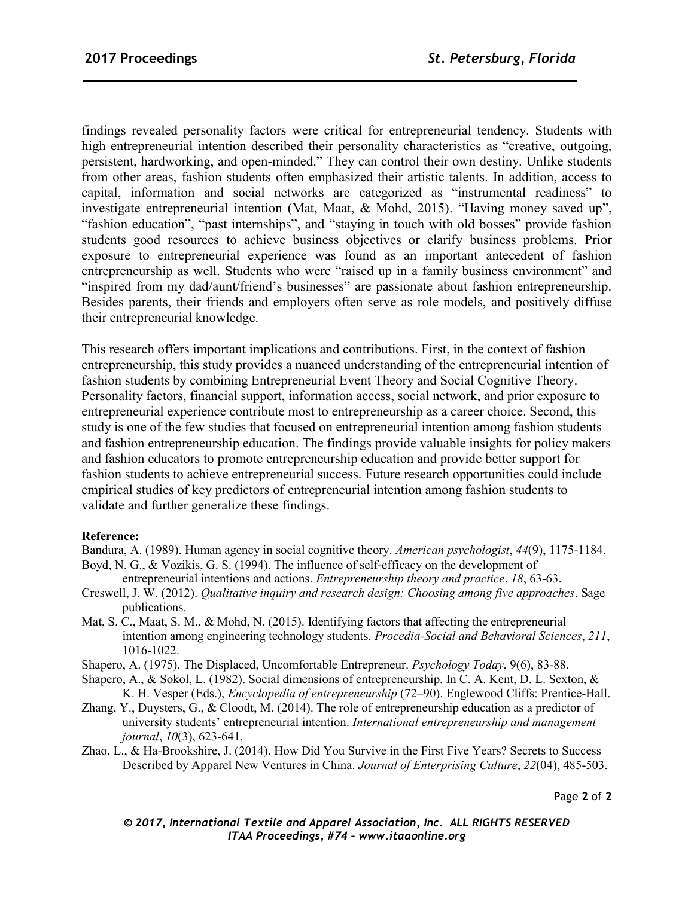findings revealed personality factors were critical for entrepreneurial tendency. Students with high entrepreneurial intention described their personality characteristics as "creative, outgoing, persistent, hardworking, and open-minded." They can control their own destiny. Unlike students from other areas, fashion students often emphasized their artistic talents. In addition, access to capital, information and social networks are categorized as "instrumental readiness" to investigate entrepreneurial intention (Mat, Maat, & Mohd, 2015). "Having money saved up", "fashion education", "past internships", and "staying in touch with old bosses" provide fashion students good resources to achieve business objectives or clarify business problems. Prior exposure to entrepreneurial experience was found as an important antecedent of fashion entrepreneurship as well. Students who were "raised up in a family business environment" and "inspired from my dad/aunt/friend's businesses" are passionate about fashion entrepreneurship. Besides parents, their friends and employers often serve as role models, and positively diffuse their entrepreneurial knowledge.

This research offers important implications and contributions. First, in the context of fashion entrepreneurship, this study provides a nuanced understanding of the entrepreneurial intention of fashion students by combining Entrepreneurial Event Theory and Social Cognitive Theory. Personality factors, financial support, information access, social network, and prior exposure to entrepreneurial experience contribute most to entrepreneurship as a career choice. Second, this study is one of the few studies that focused on entrepreneurial intention among fashion students and fashion entrepreneurship education. The findings provide valuable insights for policy makers and fashion educators to promote entrepreneurship education and provide better support for fashion students to achieve entrepreneurial success. Future research opportunities could include empirical studies of key predictors of entrepreneurial intention among fashion students to validate and further generalize these findings.

**Reference:**

Bandura, A. (1989). Human agency in social cognitive theory. *American psychologist*, *44*(9), 1175-1184.

Boyd, N. G., & Vozikis, G. S. (1994). The influence of self-efficacy on the development of entrepreneurial intentions and actions. *Entrepreneurship theory and practice*, *18*, 63-63.

Creswell, J. W. (2012). *Qualitative inquiry and research design: Choosing among five approaches*. Sage publications.

Mat, S. C., Maat, S. M., & Mohd, N. (2015). Identifying factors that affecting the entrepreneurial intention among engineering technology students. *Procedia-Social and Behavioral Sciences*, *211*, 1016-1022.

Shapero, A. (1975). The Displaced, Uncomfortable Entrepreneur. *Psychology Today*, 9(6), 83-88.

Shapero, A., & Sokol, L. (1982). Social dimensions of entrepreneurship. In C. A. Kent, D. L. Sexton, & K. H. Vesper (Eds.), *Encyclopedia of entrepreneurship* (72–90). Englewood Cliffs: Prentice-Hall.

Zhang, Y., Duysters, G., & Cloodt, M. (2014). The role of entrepreneurship education as a predictor of university students' entrepreneurial intention. *International entrepreneurship and management journal*, *10*(3), 623-641.

Zhao, L., & Ha-Brookshire, J. (2014). How Did You Survive in the First Five Years? Secrets to Success Described by Apparel New Ventures in China. *Journal of Enterprising Culture*, *22*(04), 485-503.